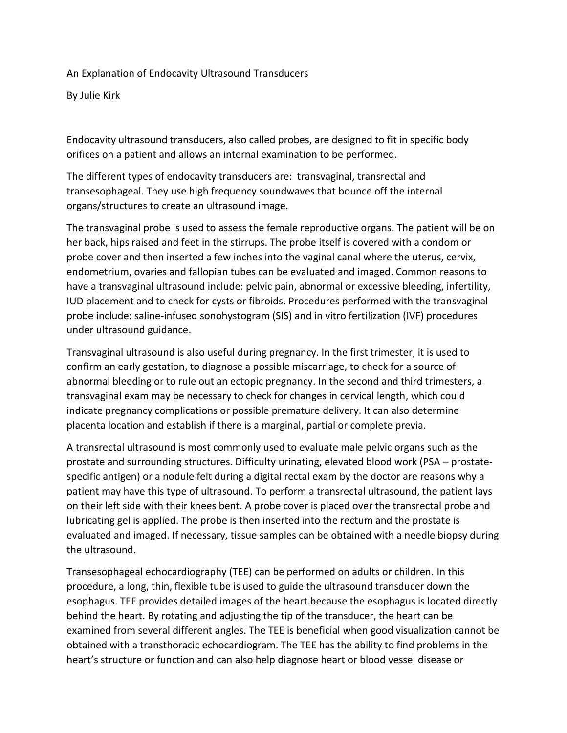# An Explanation of Endocavity Ultrasound Transducers

By Julie Kirk

Endocavity ultrasound transducers, also called probes, are designed to fit in specific body orifices on a patient and allows an internal examination to be performed.

The different types of endocavity transducers are: transvaginal, transrectal and transesophageal. They use high frequency soundwaves that bounce off the internal organs/structures to create an ultrasound image.

The transvaginal probe is used to assess the female reproductive organs. The patient will be on her back, hips raised and feet in the stirrups. The probe itself is covered with a condom or probe cover and then inserted a few inches into the vaginal canal where the uterus, cervix, endometrium, ovaries and fallopian tubes can be evaluated and imaged. Common reasons to have a transvaginal ultrasound include: pelvic pain, abnormal or excessive bleeding, infertility, IUD placement and to check for cysts or fibroids. Procedures performed with the transvaginal probe include: saline-infused sonohystogram (SIS) and in vitro fertilization (IVF) procedures under ultrasound guidance.

Transvaginal ultrasound is also useful during pregnancy. In the first trimester, it is used to confirm an early gestation, to diagnose a possible miscarriage, to check for a source of abnormal bleeding or to rule out an ectopic pregnancy. In the second and third trimesters, a transvaginal exam may be necessary to check for changes in cervical length, which could indicate pregnancy complications or possible premature delivery. It can also determine placenta location and establish if there is a marginal, partial or complete previa.

A transrectal ultrasound is most commonly used to evaluate male pelvic organs such as the prostate and surrounding structures. Difficulty urinating, elevated blood work (PSA – prostate-specific antigen) or a nodule felt during a digital rectal exam by the doctor are reasons why a patient may have this type of ultrasound. To perform a transrectal ultrasound, the patient lays on their left side with their knees bent. A probe cover is placed over the transrectal probe and lubricating gel is applied. The probe is then inserted into the rectum and the prostate is evaluated and imaged. If necessary, tissue samples can be obtained with a needle biopsy during the ultrasound.

Transesophageal echocardiography (TEE) can be performed on adults or children. In this procedure, a long, thin, flexible tube is used to guide the ultrasound transducer down the esophagus. TEE provides detailed images of the heart because the esophagus is located directly behind the heart. By rotating and adjusting the tip of the transducer, the heart can be examined from several different angles. The TEE is beneficial when good visualization cannot be obtained with a transthoracic echocardiogram. The TEE has the ability to find problems in the heart's structure or function and can also help diagnose heart or blood vessel disease or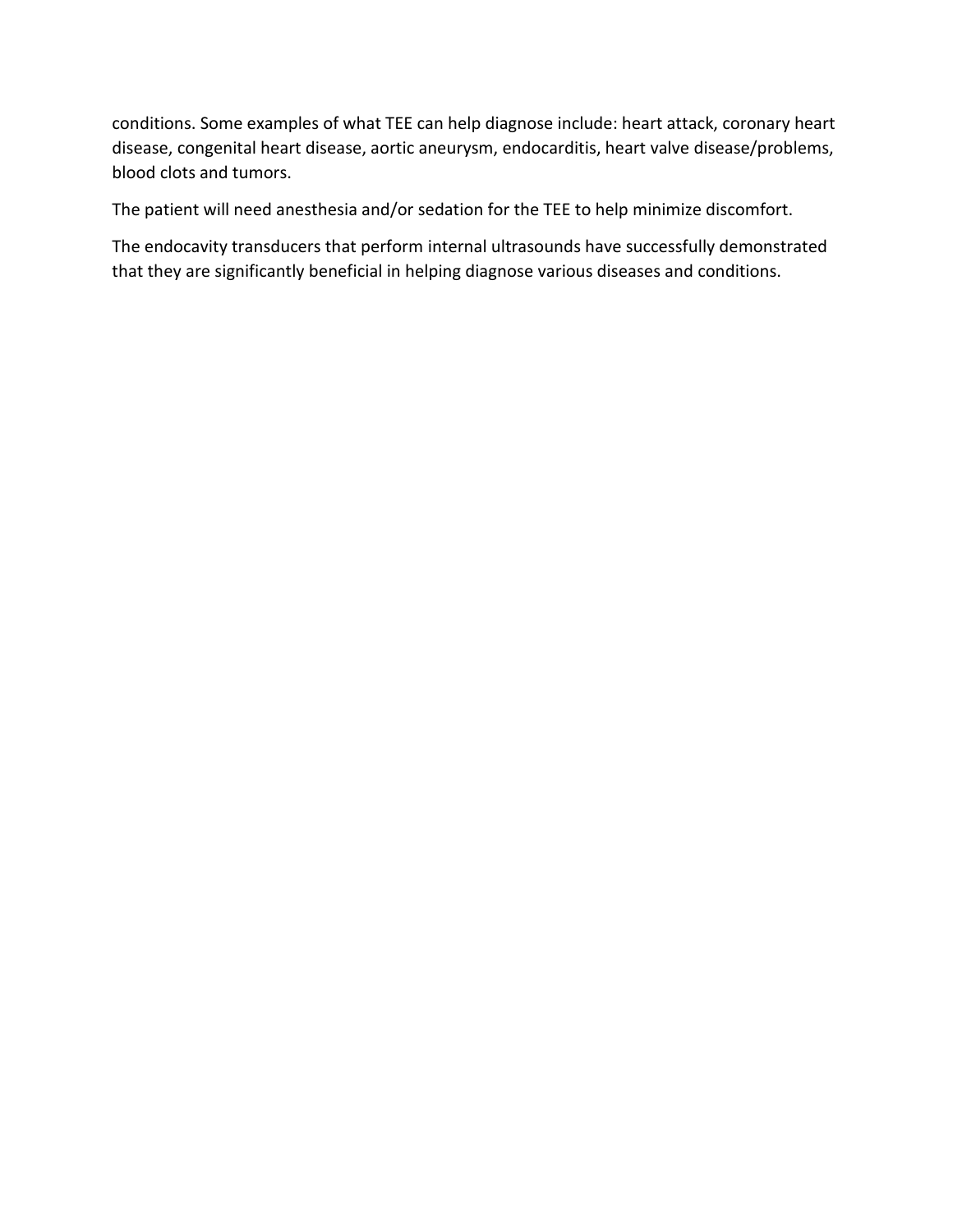conditions. Some examples of what TEE can help diagnose include: heart attack, coronary heart disease, congenital heart disease, aortic aneurysm, endocarditis, heart valve disease/problems, blood clots and tumors.

The patient will need anesthesia and/or sedation for the TEE to help minimize discomfort.

The endocavity transducers that perform internal ultrasounds have successfully demonstrated that they are significantly beneficial in helping diagnose various diseases and conditions.